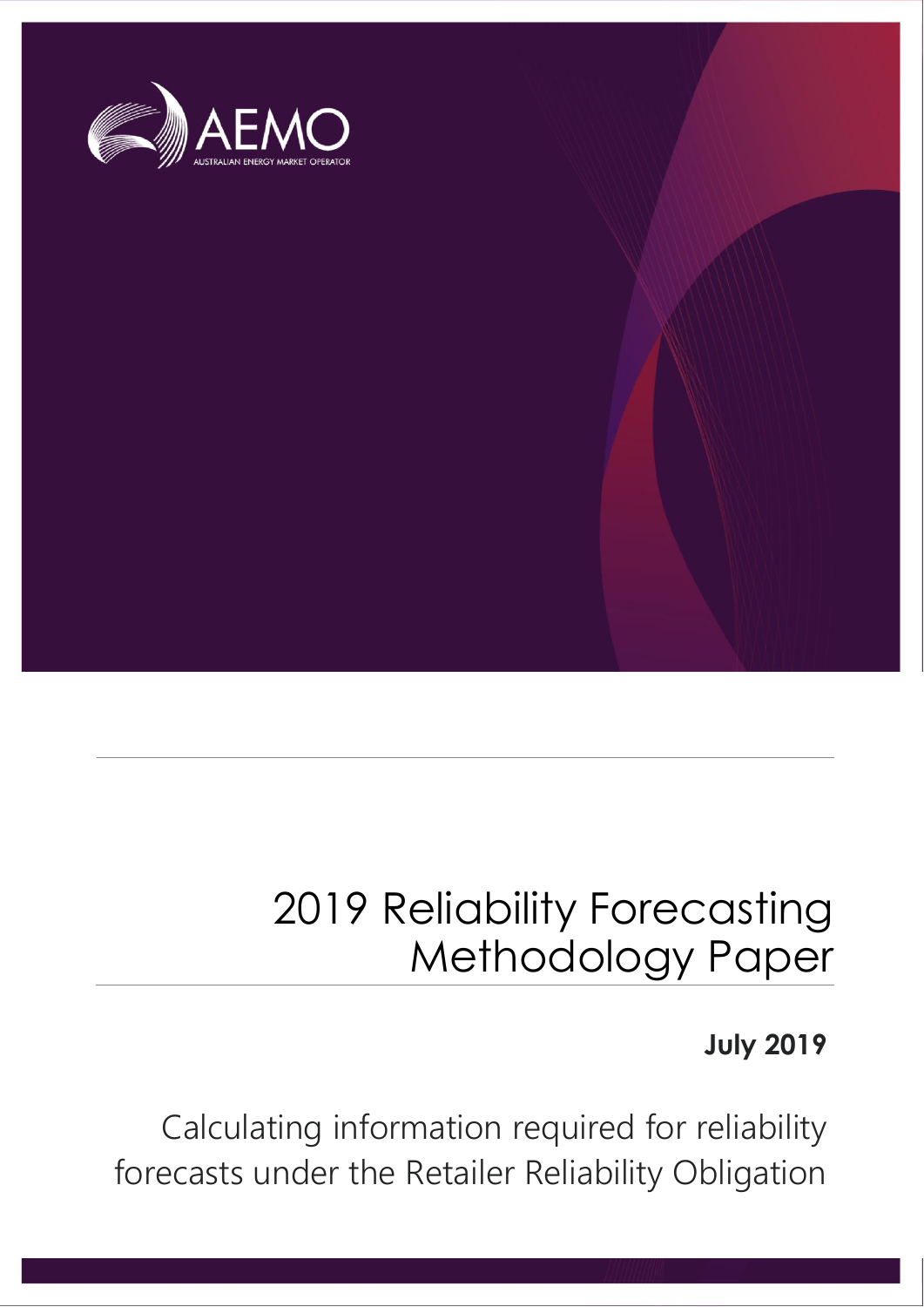AEMO

AUSTRALIAN ENERGY MARKET OPERATOR

# 2019 Reliability Forecasting Methodology Paper

**July 2019**

Calculating information required for reliability forecasts under the Retailer Reliability Obligation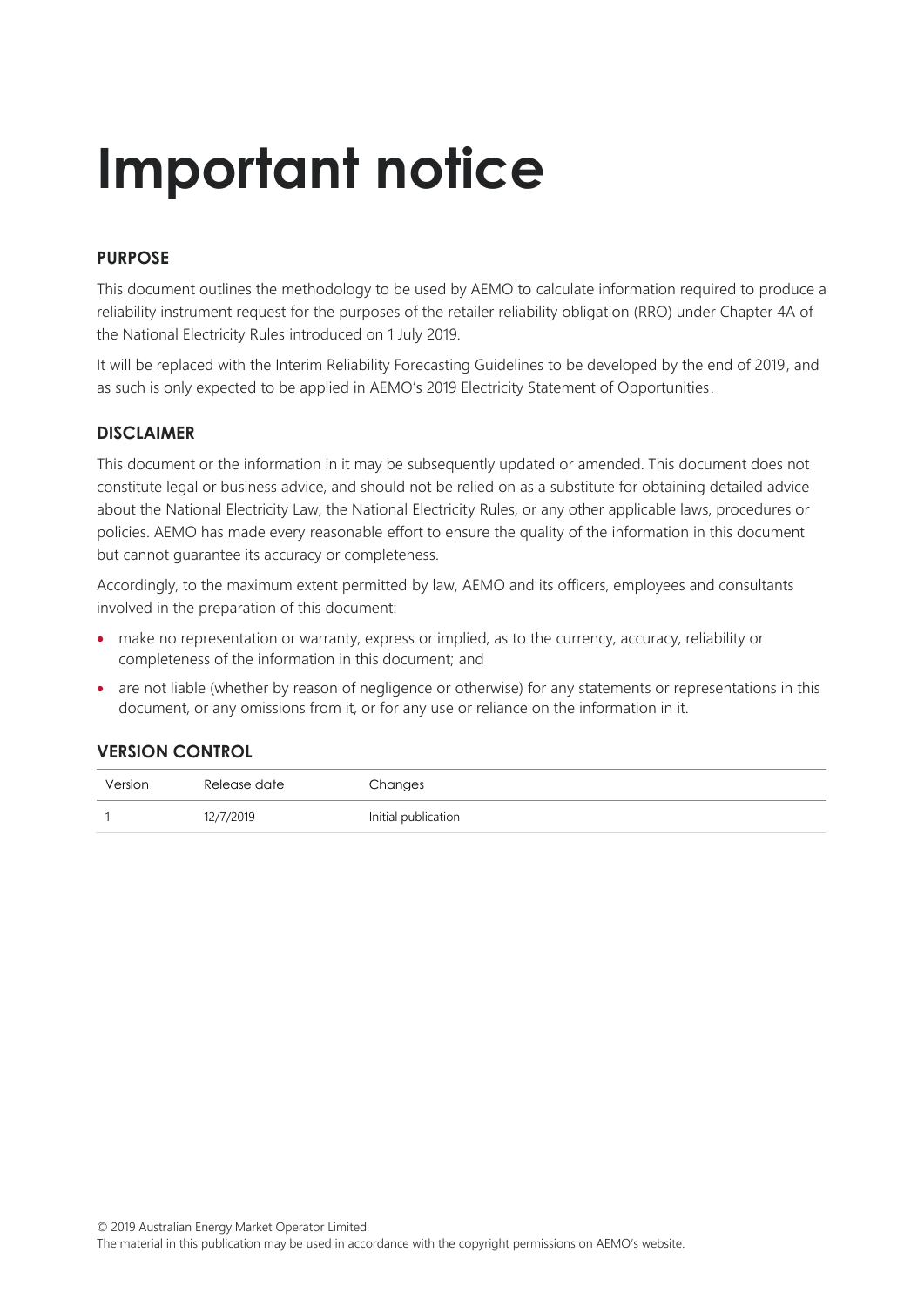# Important notice

### PURPOSE

This document outlines the methodology to be used by AEMO to calculate information required to produce a reliability instrument request for the purposes of the retailer reliability obligation (RRO) under Chapter 4A of the National Electricity Rules introduced on 1 July 2019.

It will be replaced with the Interim Reliability Forecasting Guidelines to be developed by the end of 2019, and as such is only expected to be applied in AEMO's 2019 Electricity Statement of Opportunities.

### DISCLAIMER

This document or the information in it may be subsequently updated or amended. This document does not constitute legal or business advice, and should not be relied on as a substitute for obtaining detailed advice about the National Electricity Law, the National Electricity Rules, or any other applicable laws, procedures or policies. AEMO has made every reasonable effort to ensure the quality of the information in this document but cannot guarantee its accuracy or completeness.

Accordingly, to the maximum extent permitted by law, AEMO and its officers, employees and consultants involved in the preparation of this document:

- make no representation or warranty, express or implied, as to the currency, accuracy, reliability or completeness of the information in this document; and
- are not liable (whether by reason of negligence or otherwise) for any statements or representations in this document, or any omissions from it, or for any use or reliance on the information in it.

### VERSION CONTROL

| Version | Release date | Changes |
|---|---|---|
| 1 | 12/7/2019 | Initial publication |

© 2019 Australian Energy Market Operator Limited.
The material in this publication may be used in accordance with the copyright permissions on AEMO's website.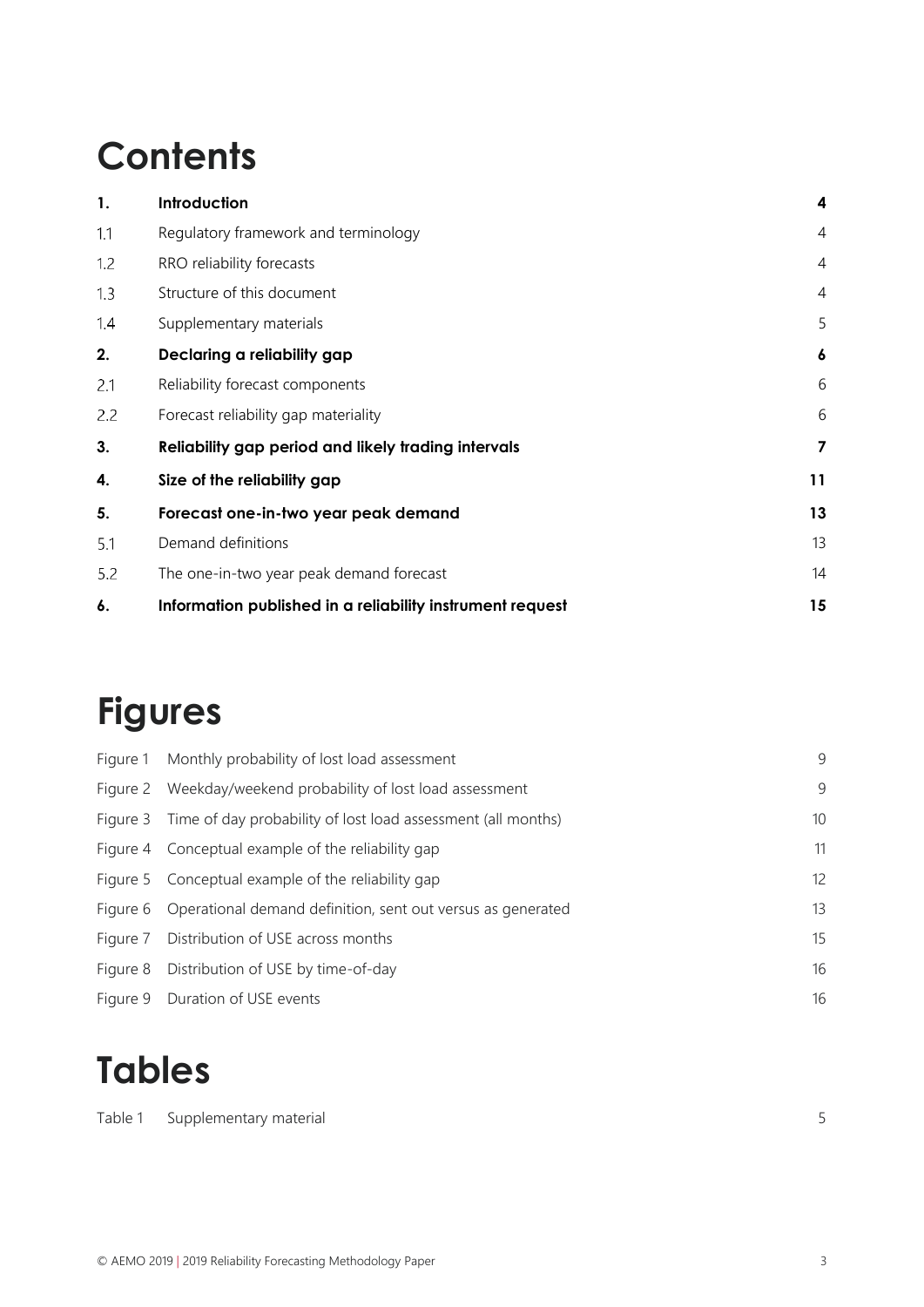# Contents

| | | |
|---|---|---|
| **1.** | **Introduction** | **4** |
| 1.1 | Regulatory framework and terminology | 4 |
| 1.2 | RRO reliability forecasts | 4 |
| 1.3 | Structure of this document | 4 |
| 1.4 | Supplementary materials | 5 |
| **2.** | **Declaring a reliability gap** | **6** |
| 2.1 | Reliability forecast components | 6 |
| 2.2 | Forecast reliability gap materiality | 6 |
| **3.** | **Reliability gap period and likely trading intervals** | **7** |
| **4.** | **Size of the reliability gap** | **11** |
| **5.** | **Forecast one-in-two year peak demand** | **13** |
| 5.1 | Demand definitions | 13 |
| 5.2 | The one-in-two year peak demand forecast | 14 |
| **6.** | **Information published in a reliability instrument request** | **15** |

# Figures

| | | |
|---|---|---|
| Figure 1 | Monthly probability of lost load assessment | 9 |
| Figure 2 | Weekday/weekend probability of lost load assessment | 9 |
| Figure 3 | Time of day probability of lost load assessment (all months) | 10 |
| Figure 4 | Conceptual example of the reliability gap | 11 |
| Figure 5 | Conceptual example of the reliability gap | 12 |
| Figure 6 | Operational demand definition, sent out versus as generated | 13 |
| Figure 7 | Distribution of USE across months | 15 |
| Figure 8 | Distribution of USE by time-of-day | 16 |
| Figure 9 | Duration of USE events | 16 |

# Tables

| | | |
|---|---|---|
| Table 1 | Supplementary material | 5 |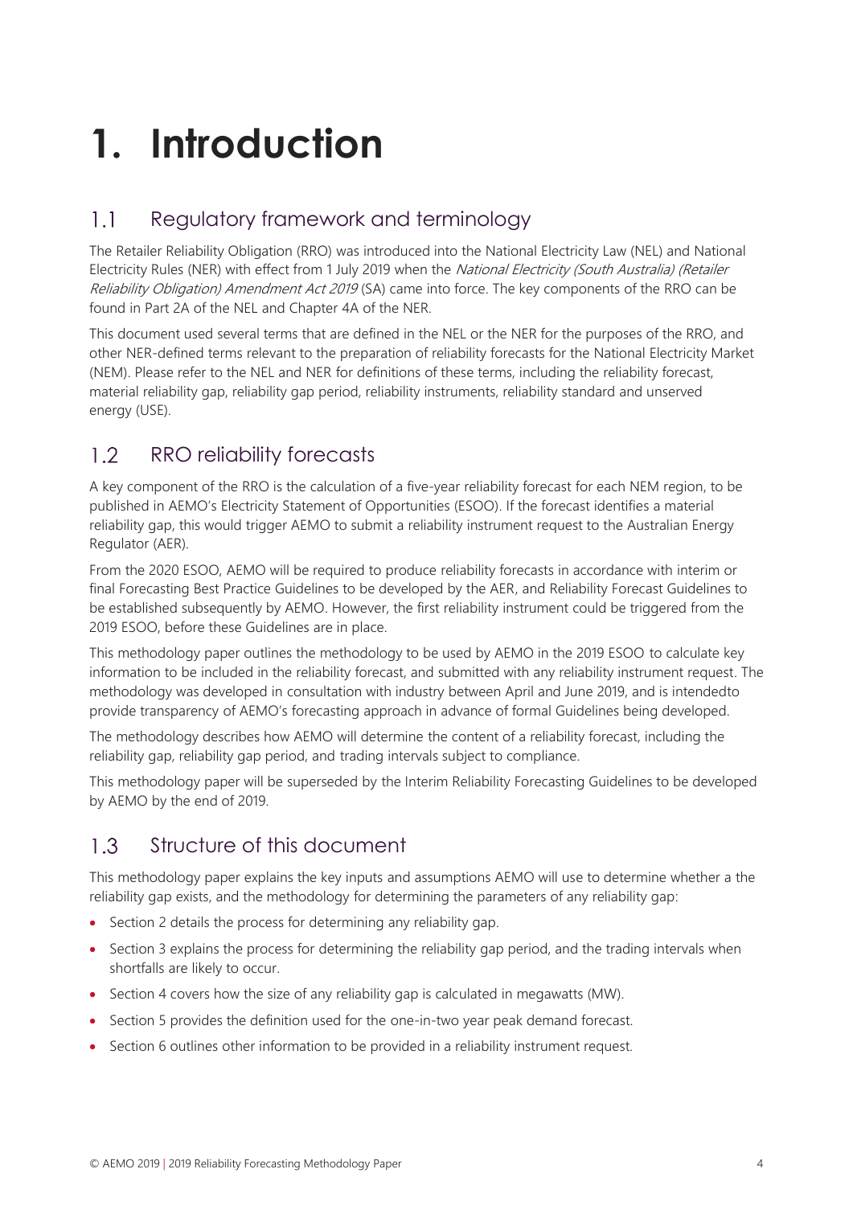# 1. Introduction

## 1.1 Regulatory framework and terminology

The Retailer Reliability Obligation (RRO) was introduced into the National Electricity Law (NEL) and National Electricity Rules (NER) with effect from 1 July 2019 when the *National Electricity (South Australia) (Retailer Reliability Obligation) Amendment Act 2019* (SA) came into force. The key components of the RRO can be found in Part 2A of the NEL and Chapter 4A of the NER.

This document used several terms that are defined in the NEL or the NER for the purposes of the RRO, and other NER-defined terms relevant to the preparation of reliability forecasts for the National Electricity Market (NEM). Please refer to the NEL and NER for definitions of these terms, including the reliability forecast, material reliability gap, reliability gap period, reliability instruments, reliability standard and unserved energy (USE).

## 1.2 RRO reliability forecasts

A key component of the RRO is the calculation of a five-year reliability forecast for each NEM region, to be published in AEMO's Electricity Statement of Opportunities (ESOO). If the forecast identifies a material reliability gap, this would trigger AEMO to submit a reliability instrument request to the Australian Energy Regulator (AER).

From the 2020 ESOO, AEMO will be required to produce reliability forecasts in accordance with interim or final Forecasting Best Practice Guidelines to be developed by the AER, and Reliability Forecast Guidelines to be established subsequently by AEMO. However, the first reliability instrument could be triggered from the 2019 ESOO, before these Guidelines are in place.

This methodology paper outlines the methodology to be used by AEMO in the 2019 ESOO to calculate key information to be included in the reliability forecast, and submitted with any reliability instrument request. The methodology was developed in consultation with industry between April and June 2019, and is intendedto provide transparency of AEMO's forecasting approach in advance of formal Guidelines being developed.

The methodology describes how AEMO will determine the content of a reliability forecast, including the reliability gap, reliability gap period, and trading intervals subject to compliance.

This methodology paper will be superseded by the Interim Reliability Forecasting Guidelines to be developed by AEMO by the end of 2019.

## 1.3 Structure of this document

This methodology paper explains the key inputs and assumptions AEMO will use to determine whether a the reliability gap exists, and the methodology for determining the parameters of any reliability gap:

- Section 2 details the process for determining any reliability gap.
- Section 3 explains the process for determining the reliability gap period, and the trading intervals when shortfalls are likely to occur.
- Section 4 covers how the size of any reliability gap is calculated in megawatts (MW).
- Section 5 provides the definition used for the one-in-two year peak demand forecast.
- Section 6 outlines other information to be provided in a reliability instrument request.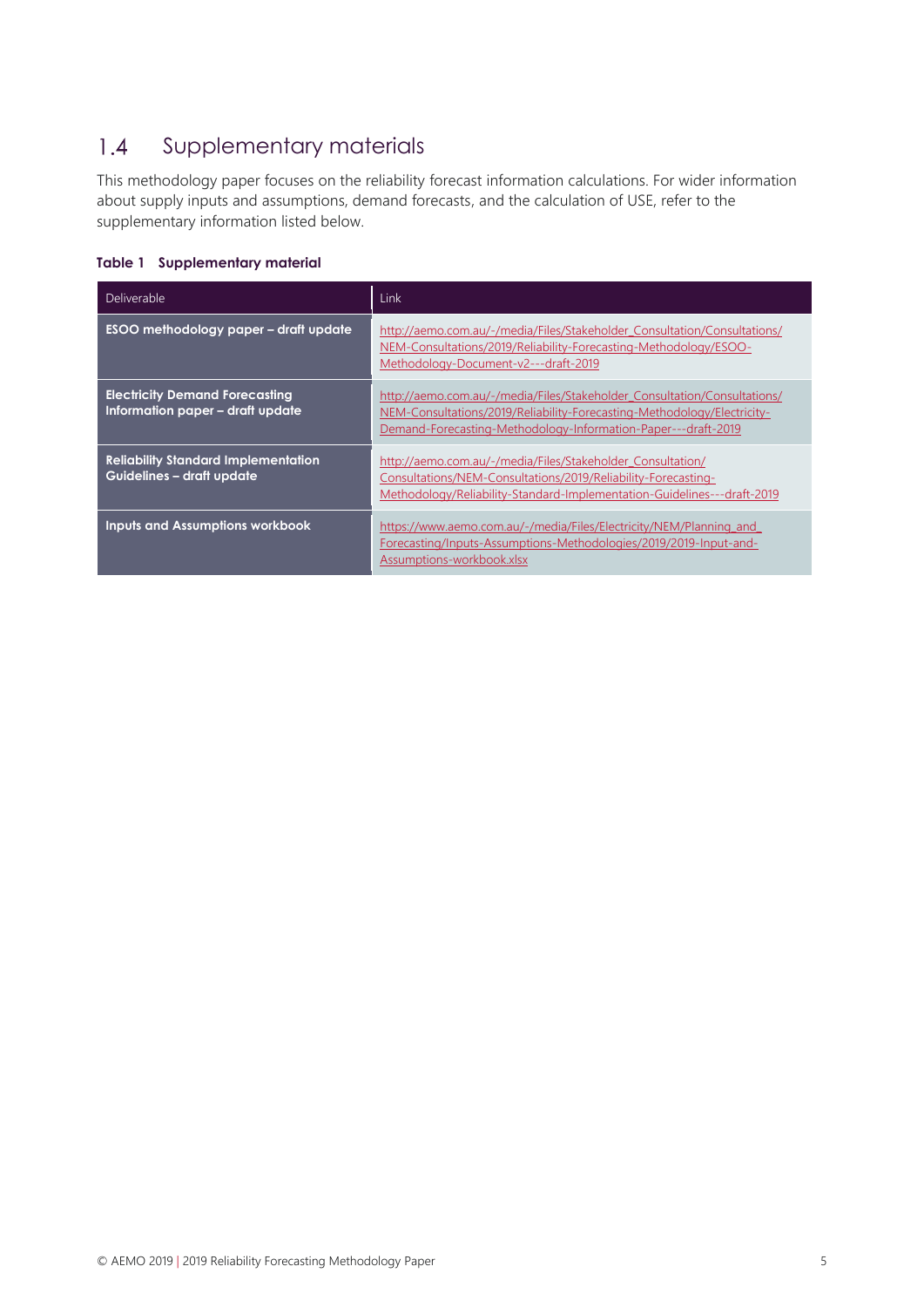## 1.4 Supplementary materials

This methodology paper focuses on the reliability forecast information calculations. For wider information about supply inputs and assumptions, demand forecasts, and the calculation of USE, refer to the supplementary information listed below.

**Table 1 Supplementary material**

| Deliverable | Link |
|---|---|
| **ESOO methodology paper – draft update** | http://aemo.com.au/-/media/Files/Stakeholder_Consultation/Consultations/NEM-Consultations/2019/Reliability-Forecasting-Methodology/ESOO-Methodology-Document-v2---draft-2019 |
| **Electricity Demand Forecasting Information paper – draft update** | http://aemo.com.au/-/media/Files/Stakeholder_Consultation/Consultations/NEM-Consultations/2019/Reliability-Forecasting-Methodology/Electricity-Demand-Forecasting-Methodology-Information-Paper---draft-2019 |
| **Reliability Standard Implementation Guidelines – draft update** | http://aemo.com.au/-/media/Files/Stakeholder_Consultation/Consultations/NEM-Consultations/2019/Reliability-Forecasting-Methodology/Reliability-Standard-Implementation-Guidelines---draft-2019 |
| **Inputs and Assumptions workbook** | https://www.aemo.com.au/-/media/Files/Electricity/NEM/Planning_and_Forecasting/Inputs-Assumptions-Methodologies/2019/2019-Input-and-Assumptions-workbook.xlsx |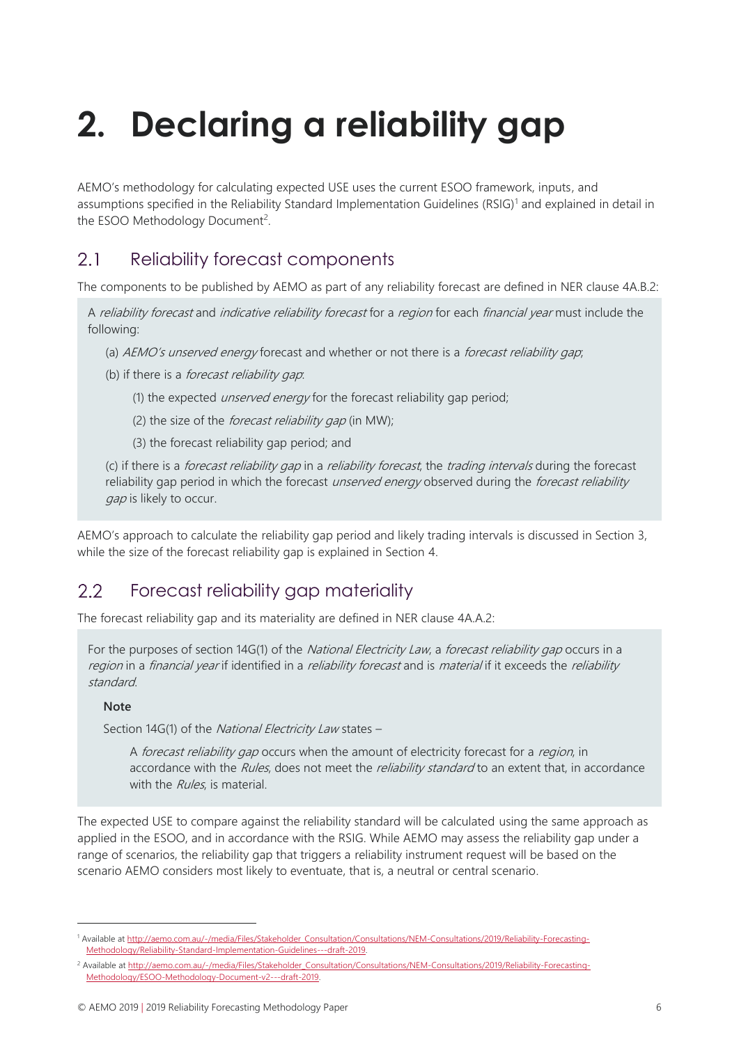# 2. Declaring a reliability gap

AEMO's methodology for calculating expected USE uses the current ESOO framework, inputs, and assumptions specified in the Reliability Standard Implementation Guidelines (RSIG)[1] and explained in detail in the ESOO Methodology Document[2].

## 2.1 Reliability forecast components

The components to be published by AEMO as part of any reliability forecast are defined in NER clause 4A.B.2:

> A *reliability forecast* and *indicative reliability forecast* for a *region* for each *financial year* must include the following:
>
> (a) *AEMO's unserved energy* forecast and whether or not there is a *forecast reliability gap*;
>
> (b) if there is a *forecast reliability gap*:
>
> (1) the expected *unserved energy* for the forecast reliability gap period;
>
> (2) the size of the *forecast reliability gap* (in MW);
>
> (3) the forecast reliability gap period; and
>
> (c) if there is a *forecast reliability gap* in a *reliability forecast*, the *trading intervals* during the forecast reliability gap period in which the forecast *unserved energy* observed during the *forecast reliability gap* is likely to occur.

AEMO's approach to calculate the reliability gap period and likely trading intervals is discussed in Section 3, while the size of the forecast reliability gap is explained in Section 4.

## 2.2 Forecast reliability gap materiality

The forecast reliability gap and its materiality are defined in NER clause 4A.A.2:

> For the purposes of section 14G(1) of the *National Electricity Law*, a *forecast reliability gap* occurs in a *region* in a *financial year* if identified in a *reliability forecast* and is *material* if it exceeds the *reliability standard*.
>
> **Note**
>
> Section 14G(1) of the *National Electricity Law* states –
>
> A *forecast reliability gap* occurs when the amount of electricity forecast for a *region*, in accordance with the *Rules*, does not meet the *reliability standard* to an extent that, in accordance with the *Rules*, is material.

The expected USE to compare against the reliability standard will be calculated using the same approach as applied in the ESOO, and in accordance with the RSIG. While AEMO may assess the reliability gap under a range of scenarios, the reliability gap that triggers a reliability instrument request will be based on the scenario AEMO considers most likely to eventuate, that is, a neutral or central scenario.

---

[1] Available at http://aemo.com.au/-/media/Files/Stakeholder_Consultation/Consultations/NEM-Consultations/2019/Reliability-Forecasting-Methodology/Reliability-Standard-Implementation-Guidelines---draft-2019.

[2] Available at http://aemo.com.au/-/media/Files/Stakeholder_Consultation/Consultations/NEM-Consultations/2019/Reliability-Forecasting-Methodology/ESOO-Methodology-Document-v2---draft-2019.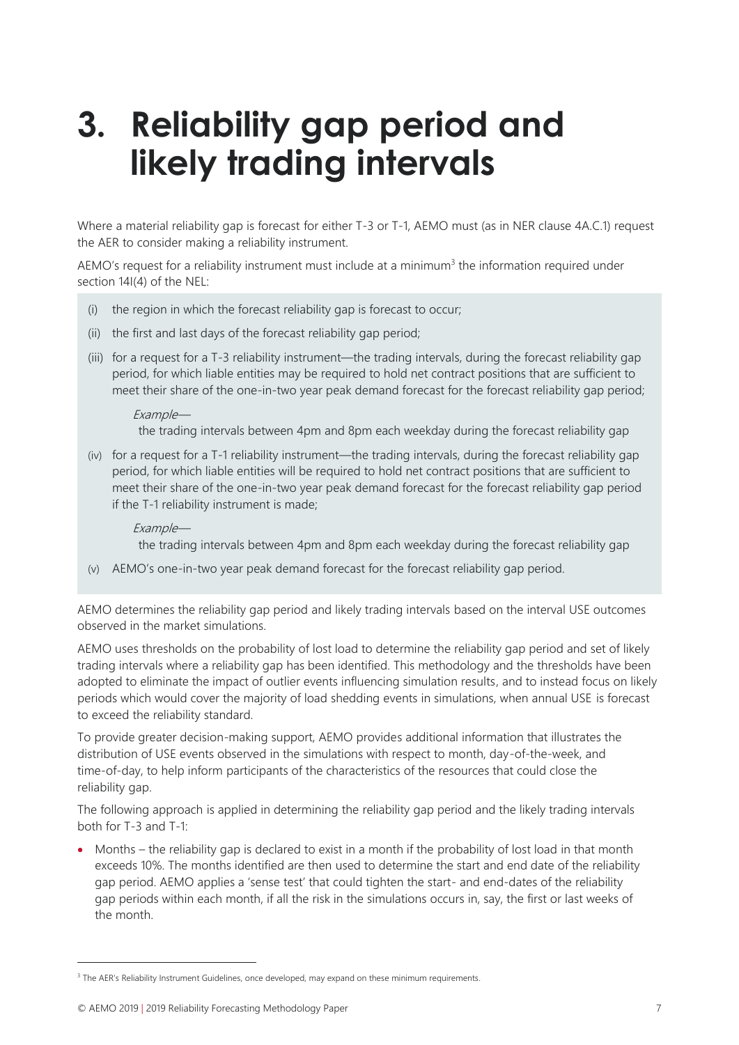# 3. Reliability gap period and likely trading intervals

Where a material reliability gap is forecast for either T-3 or T-1, AEMO must (as in NER clause 4A.C.1) request the AER to consider making a reliability instrument.

AEMO's request for a reliability instrument must include at a minimum[3] the information required under section 14I(4) of the NEL:

(i) the region in which the forecast reliability gap is forecast to occur;

(ii) the first and last days of the forecast reliability gap period;

(iii) for a request for a T-3 reliability instrument—the trading intervals, during the forecast reliability gap period, for which liable entities may be required to hold net contract positions that are sufficient to meet their share of the one-in-two year peak demand forecast for the forecast reliability gap period;

*Example—*

the trading intervals between 4pm and 8pm each weekday during the forecast reliability gap

(iv) for a request for a T-1 reliability instrument—the trading intervals, during the forecast reliability gap period, for which liable entities will be required to hold net contract positions that are sufficient to meet their share of the one-in-two year peak demand forecast for the forecast reliability gap period if the T-1 reliability instrument is made;

*Example—*

the trading intervals between 4pm and 8pm each weekday during the forecast reliability gap

(v) AEMO's one-in-two year peak demand forecast for the forecast reliability gap period.

AEMO determines the reliability gap period and likely trading intervals based on the interval USE outcomes observed in the market simulations.

AEMO uses thresholds on the probability of lost load to determine the reliability gap period and set of likely trading intervals where a reliability gap has been identified. This methodology and the thresholds have been adopted to eliminate the impact of outlier events influencing simulation results, and to instead focus on likely periods which would cover the majority of load shedding events in simulations, when annual USE is forecast to exceed the reliability standard.

To provide greater decision-making support, AEMO provides additional information that illustrates the distribution of USE events observed in the simulations with respect to month, day-of-the-week, and time-of-day, to help inform participants of the characteristics of the resources that could close the reliability gap.

The following approach is applied in determining the reliability gap period and the likely trading intervals both for T-3 and T-1:

- Months – the reliability gap is declared to exist in a month if the probability of lost load in that month exceeds 10%. The months identified are then used to determine the start and end date of the reliability gap period. AEMO applies a 'sense test' that could tighten the start- and end-dates of the reliability gap periods within each month, if all the risk in the simulations occurs in, say, the first or last weeks of the month.

[3] The AER's Reliability Instrument Guidelines, once developed, may expand on these minimum requirements.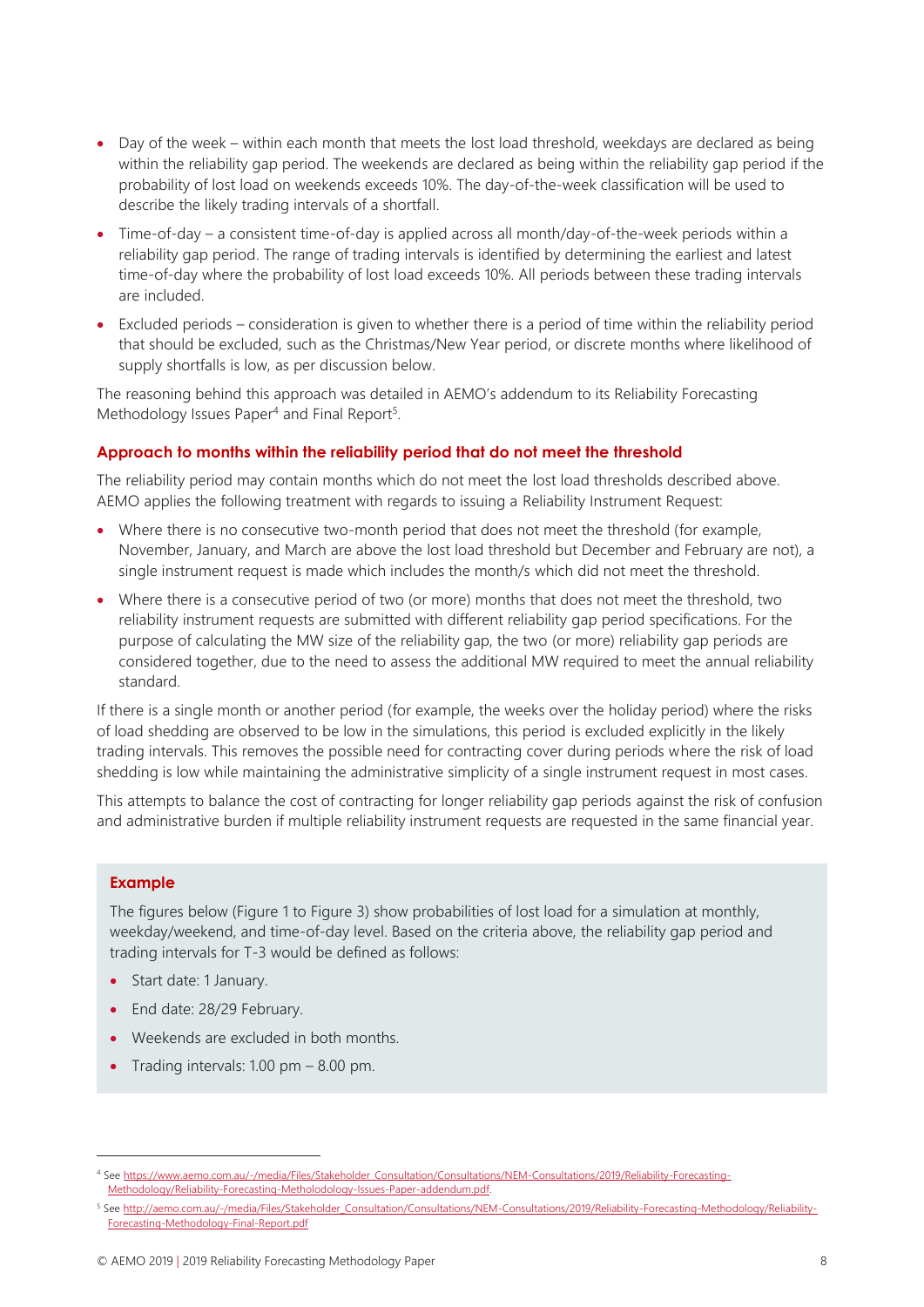- Day of the week – within each month that meets the lost load threshold, weekdays are declared as being within the reliability gap period. The weekends are declared as being within the reliability gap period if the probability of lost load on weekends exceeds 10%. The day-of-the-week classification will be used to describe the likely trading intervals of a shortfall.
- Time-of-day – a consistent time-of-day is applied across all month/day-of-the-week periods within a reliability gap period. The range of trading intervals is identified by determining the earliest and latest time-of-day where the probability of lost load exceeds 10%. All periods between these trading intervals are included.
- Excluded periods – consideration is given to whether there is a period of time within the reliability period that should be excluded, such as the Christmas/New Year period, or discrete months where likelihood of supply shortfalls is low, as per discussion below.

The reasoning behind this approach was detailed in AEMO's addendum to its Reliability Forecasting Methodology Issues Paper[4] and Final Report[5].

### Approach to months within the reliability period that do not meet the threshold

The reliability period may contain months which do not meet the lost load thresholds described above. AEMO applies the following treatment with regards to issuing a Reliability Instrument Request:

- Where there is no consecutive two-month period that does not meet the threshold (for example, November, January, and March are above the lost load threshold but December and February are not), a single instrument request is made which includes the month/s which did not meet the threshold.
- Where there is a consecutive period of two (or more) months that does not meet the threshold, two reliability instrument requests are submitted with different reliability gap period specifications. For the purpose of calculating the MW size of the reliability gap, the two (or more) reliability gap periods are considered together, due to the need to assess the additional MW required to meet the annual reliability standard.

If there is a single month or another period (for example, the weeks over the holiday period) where the risks of load shedding are observed to be low in the simulations, this period is excluded explicitly in the likely trading intervals. This removes the possible need for contracting cover during periods where the risk of load shedding is low while maintaining the administrative simplicity of a single instrument request in most cases.

This attempts to balance the cost of contracting for longer reliability gap periods against the risk of confusion and administrative burden if multiple reliability instrument requests are requested in the same financial year.

> **Example**
>
> The figures below (Figure 1 to Figure 3) show probabilities of lost load for a simulation at monthly, weekday/weekend, and time-of-day level. Based on the criteria above, the reliability gap period and trading intervals for T-3 would be defined as follows:
>
> - Start date: 1 January.
> - End date: 28/29 February.
> - Weekends are excluded in both months.
> - Trading intervals: 1.00 pm – 8.00 pm.

---

[4] See https://www.aemo.com.au/-/media/Files/Stakeholder_Consultation/Consultations/NEM-Consultations/2019/Reliability-Forecasting-Methodology/Reliability-Forecasting-Methodology-Issues-Paper-addendum.pdf.

[5] See http://aemo.com.au/-/media/Files/Stakeholder_Consultation/Consultations/NEM-Consultations/2019/Reliability-Forecasting-Methodology/Reliability-Forecasting-Methodology-Final-Report.pdf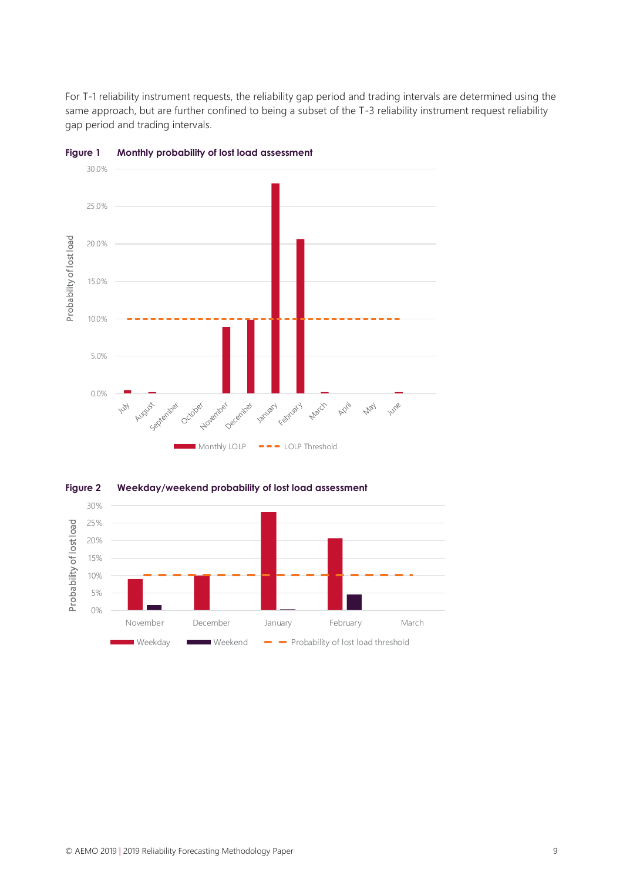For T-1 reliability instrument requests, the reliability gap period and trading intervals are determined using the same approach, but are further confined to being a subset of the T-3 reliability instrument request reliability gap period and trading intervals.

**Figure 1 Monthly probability of lost load assessment**

**Figure 2 Weekday/weekend probability of lost load assessment**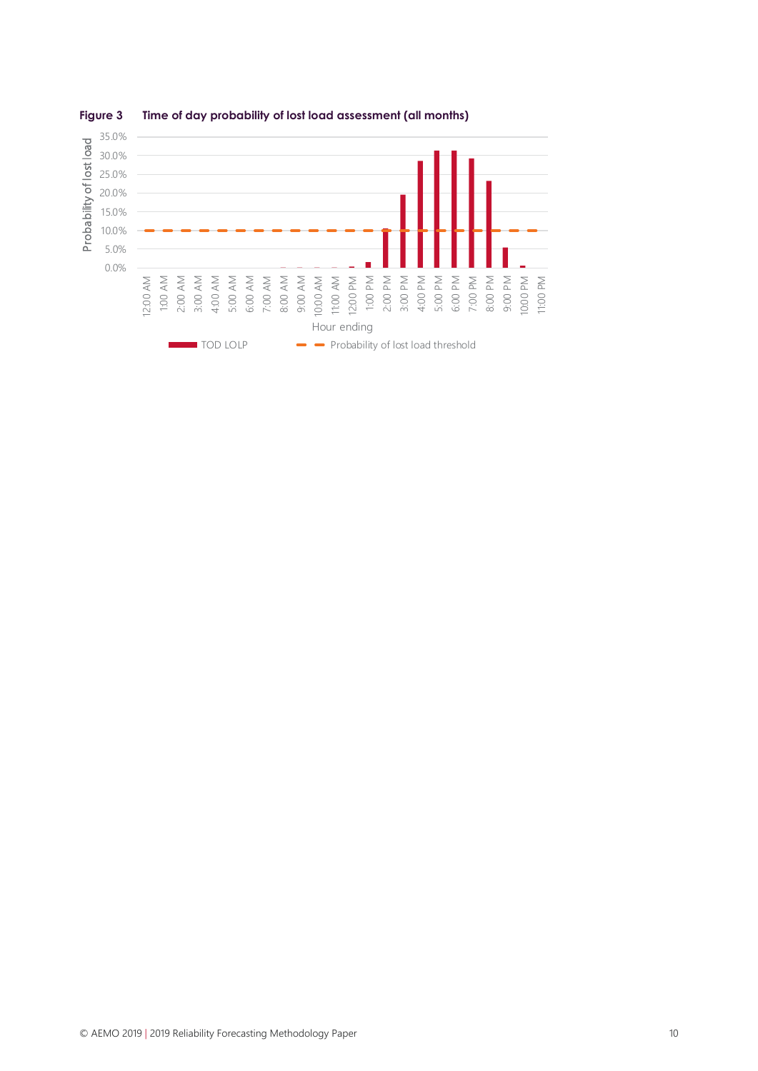**Figure 3 Time of day probability of lost load assessment (all months)**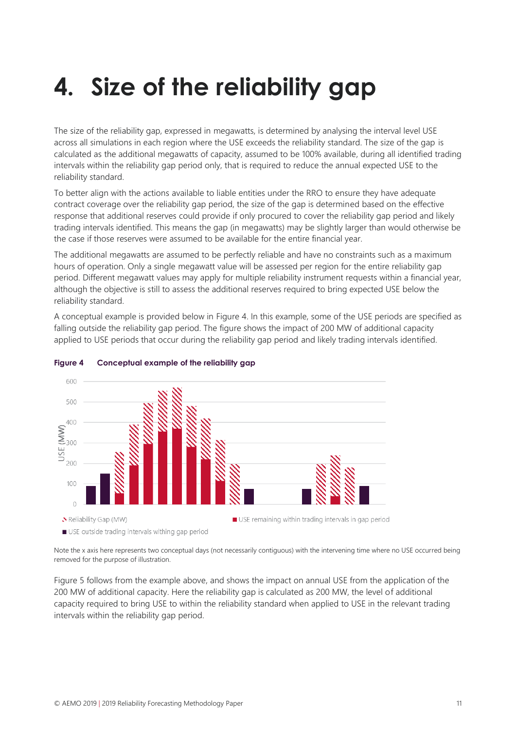# 4. Size of the reliability gap

The size of the reliability gap, expressed in megawatts, is determined by analysing the interval level USE across all simulations in each region where the USE exceeds the reliability standard. The size of the gap is calculated as the additional megawatts of capacity, assumed to be 100% available, during all identified trading intervals within the reliability gap period only, that is required to reduce the annual expected USE to the reliability standard.

To better align with the actions available to liable entities under the RRO to ensure they have adequate contract coverage over the reliability gap period, the size of the gap is determined based on the effective response that additional reserves could provide if only procured to cover the reliability gap period and likely trading intervals identified. This means the gap (in megawatts) may be slightly larger than would otherwise be the case if those reserves were assumed to be available for the entire financial year.

The additional megawatts are assumed to be perfectly reliable and have no constraints such as a maximum hours of operation. Only a single megawatt value will be assessed per region for the entire reliability gap period. Different megawatt values may apply for multiple reliability instrument requests within a financial year, although the objective is still to assess the additional reserves required to bring expected USE below the reliability standard.

A conceptual example is provided below in Figure 4. In this example, some of the USE periods are specified as falling outside the reliability gap period. The figure shows the impact of 200 MW of additional capacity applied to USE periods that occur during the reliability gap period and likely trading intervals identified.

**Figure 4 Conceptual example of the reliability gap**

Note the x axis here represents two conceptual days (not necessarily contiguous) with the intervening time where no USE occurred being removed for the purpose of illustration.

Figure 5 follows from the example above, and shows the impact on annual USE from the application of the 200 MW of additional capacity. Here the reliability gap is calculated as 200 MW, the level of additional capacity required to bring USE to within the reliability standard when applied to USE in the relevant trading intervals within the reliability gap period.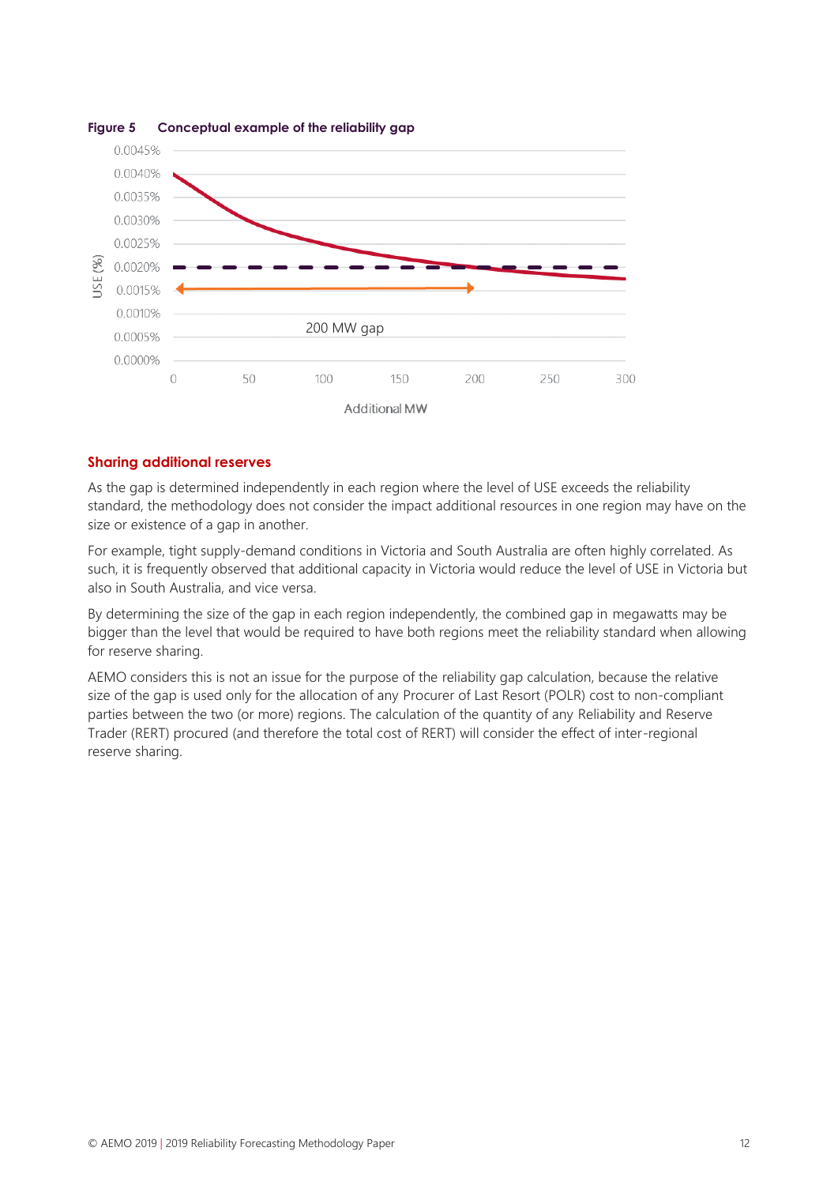**Figure 5 Conceptual example of the reliability gap**

## Sharing additional reserves

As the gap is determined independently in each region where the level of USE exceeds the reliability standard, the methodology does not consider the impact additional resources in one region may have on the size or existence of a gap in another.

For example, tight supply-demand conditions in Victoria and South Australia are often highly correlated. As such, it is frequently observed that additional capacity in Victoria would reduce the level of USE in Victoria but also in South Australia, and vice versa.

By determining the size of the gap in each region independently, the combined gap in megawatts may be bigger than the level that would be required to have both regions meet the reliability standard when allowing for reserve sharing.

AEMO considers this is not an issue for the purpose of the reliability gap calculation, because the relative size of the gap is used only for the allocation of any Procurer of Last Resort (POLR) cost to non-compliant parties between the two (or more) regions. The calculation of the quantity of any Reliability and Reserve Trader (RERT) procured (and therefore the total cost of RERT) will consider the effect of inter-regional reserve sharing.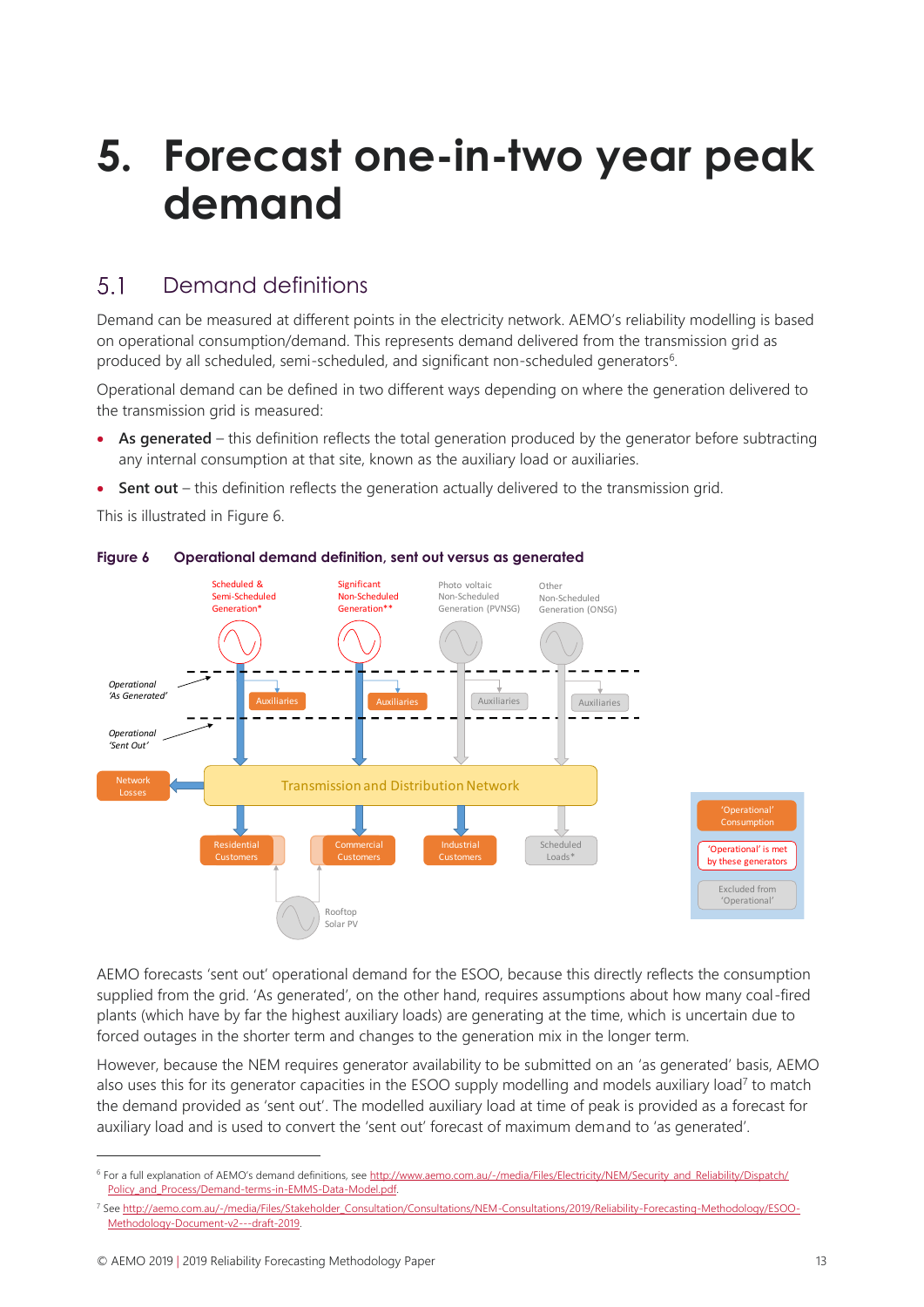# 5. Forecast one-in-two year peak demand

## 5.1 Demand definitions

Demand can be measured at different points in the electricity network. AEMO's reliability modelling is based on operational consumption/demand. This represents demand delivered from the transmission grid as produced by all scheduled, semi-scheduled, and significant non-scheduled generators[6].

Operational demand can be defined in two different ways depending on where the generation delivered to the transmission grid is measured:

- **As generated** – this definition reflects the total generation produced by the generator before subtracting any internal consumption at that site, known as the auxiliary load or auxiliaries.
- **Sent out** – this definition reflects the generation actually delivered to the transmission grid.

This is illustrated in Figure 6.

**Figure 6 Operational demand definition, sent out versus as generated**

Scheduled & Semi-Scheduled Generation* | Significant Non-Scheduled Generation** | Photo voltaic Non-Scheduled Generation (PVNSG) | Other Non-Scheduled Generation (ONSG)

Operational 'As Generated' | Operational 'Sent Out' | Auxiliaries | Network Losses | Transmission and Distribution Network | Residential Customers | Commercial Customers | Industrial Customers | Scheduled Loads* | Rooftop Solar PV

'Operational' Consumption | 'Operational' is met by these generators | Excluded from 'Operational'

AEMO forecasts 'sent out' operational demand for the ESOO, because this directly reflects the consumption supplied from the grid. 'As generated', on the other hand, requires assumptions about how many coal-fired plants (which have by far the highest auxiliary loads) are generating at the time, which is uncertain due to forced outages in the shorter term and changes to the generation mix in the longer term.

However, because the NEM requires generator availability to be submitted on an 'as generated' basis, AEMO also uses this for its generator capacities in the ESOO supply modelling and models auxiliary load[7] to match the demand provided as 'sent out'. The modelled auxiliary load at time of peak is provided as a forecast for auxiliary load and is used to convert the 'sent out' forecast of maximum demand to 'as generated'.

---

[6] For a full explanation of AEMO's demand definitions, see http://www.aemo.com.au/-/media/Files/Electricity/NEM/Security_and_Reliability/Dispatch/Policy_and_Process/Demand-terms-in-EMMS-Data-Model.pdf.

[7] See http://aemo.com.au/-/media/Files/Stakeholder_Consultation/Consultations/NEM-Consultations/2019/Reliability-Forecasting-Methodology/ESOO-Methodology-Document-v2---draft-2019.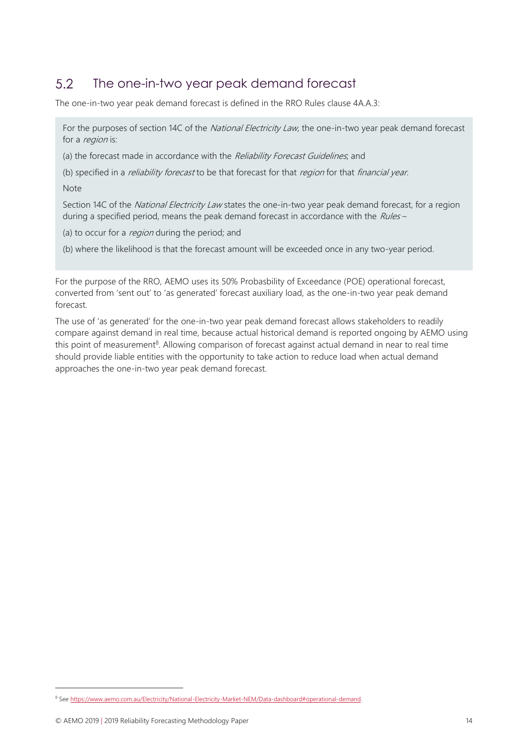## 5.2 The one-in-two year peak demand forecast

The one-in-two year peak demand forecast is defined in the RRO Rules clause 4A.A.3:

> For the purposes of section 14C of the *National Electricity Law*, the one-in-two year peak demand forecast for a *region* is:
>
> (a) the forecast made in accordance with the *Reliability Forecast Guidelines*; and
>
> (b) specified in a *reliability forecast* to be that forecast for that *region* for that *financial year*.
>
> Note
>
> Section 14C of the *National Electricity Law* states the one-in-two year peak demand forecast, for a region during a specified period, means the peak demand forecast in accordance with the *Rules* –
>
> (a) to occur for a *region* during the period; and
>
> (b) where the likelihood is that the forecast amount will be exceeded once in any two-year period.

For the purpose of the RRO, AEMO uses its 50% Probasbility of Exceedance (POE) operational forecast, converted from 'sent out' to 'as generated' forecast auxiliary load, as the one-in-two year peak demand forecast.

The use of 'as generated' for the one-in-two year peak demand forecast allows stakeholders to readily compare against demand in real time, because actual historical demand is reported ongoing by AEMO using this point of measurement[8]. Allowing comparison of forecast against actual demand in near to real time should provide liable entities with the opportunity to take action to reduce load when actual demand approaches the one-in-two year peak demand forecast.

[8] See https://www.aemo.com.au/Electricity/National-Electricity-Market-NEM/Data-dashboard#operational-demand.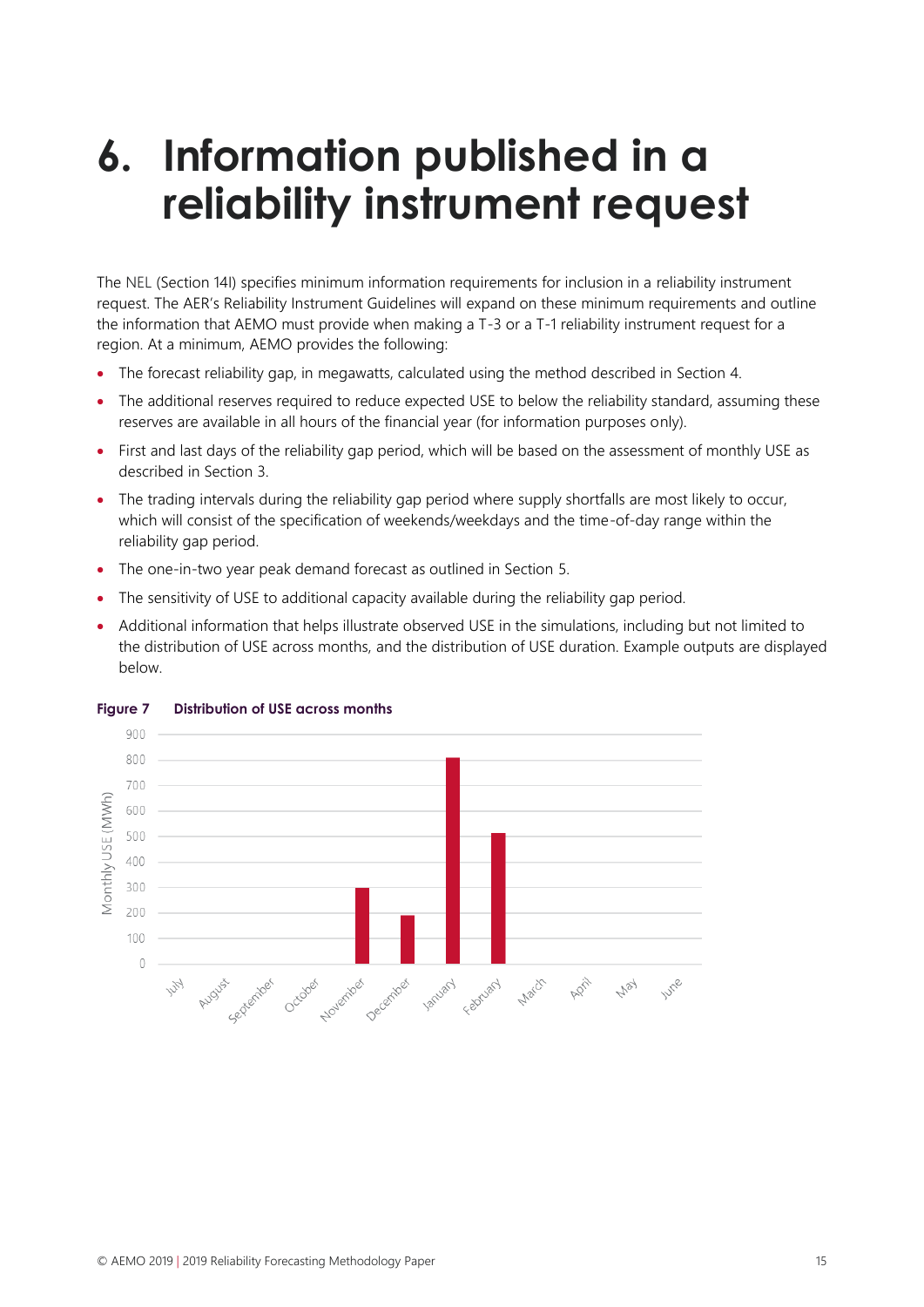# 6. Information published in a reliability instrument request

The NEL (Section 14I) specifies minimum information requirements for inclusion in a reliability instrument request. The AER's Reliability Instrument Guidelines will expand on these minimum requirements and outline the information that AEMO must provide when making a T-3 or a T-1 reliability instrument request for a region. At a minimum, AEMO provides the following:

- The forecast reliability gap, in megawatts, calculated using the method described in Section 4.
- The additional reserves required to reduce expected USE to below the reliability standard, assuming these reserves are available in all hours of the financial year (for information purposes only).
- First and last days of the reliability gap period, which will be based on the assessment of monthly USE as described in Section 3.
- The trading intervals during the reliability gap period where supply shortfalls are most likely to occur, which will consist of the specification of weekends/weekdays and the time-of-day range within the reliability gap period.
- The one-in-two year peak demand forecast as outlined in Section 5.
- The sensitivity of USE to additional capacity available during the reliability gap period.
- Additional information that helps illustrate observed USE in the simulations, including but not limited to the distribution of USE across months, and the distribution of USE duration. Example outputs are displayed below.

**Figure 7 Distribution of USE across months**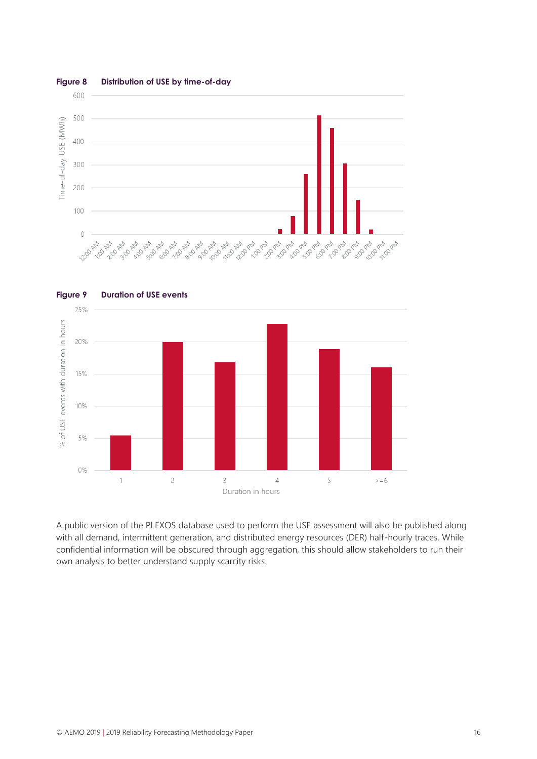**Figure 8 Distribution of USE by time-of-day**

Time-of-day USE (MWh)

600
500
400
300
200
100
0

12:00 AM 1:00 AM 2:00 AM 3:00 AM 4:00 AM 5:00 AM 6:00 AM 7:00 AM 8:00 AM 9:00 AM 10:00 AM 11:00 AM 12:00 PM 1:00 PM 2:00 PM 3:00 PM 4:00 PM 5:00 PM 6:00 PM 7:00 PM 8:00 PM 9:00 PM 10:00 PM 11:00 PM

**Figure 9 Duration of USE events**

% of USE events with duration in hours

25%
20%
15%
10%
5%
0%

1 2 3 4 5 >=6

Duration in hours

A public version of the PLEXOS database used to perform the USE assessment will also be published along with all demand, intermittent generation, and distributed energy resources (DER) half-hourly traces. While confidential information will be obscured through aggregation, this should allow stakeholders to run their own analysis to better understand supply scarcity risks.